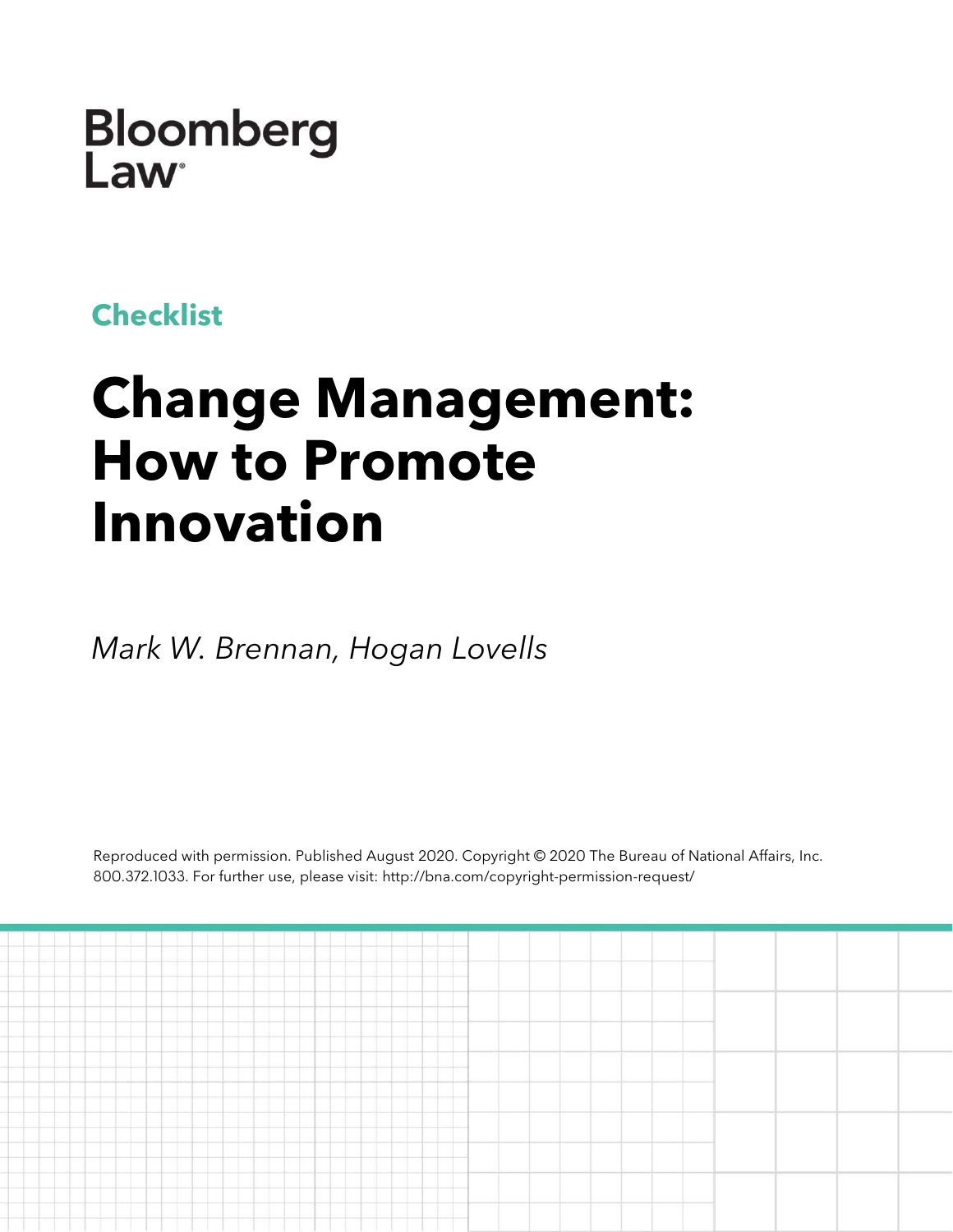Bloomberg Law

**Checklist**

# Change Management: How to Promote Innovation

*Mark W. Brennan, Hogan Lovells*

Reproduced with permission. Published August 2020. Copyright © 2020 The Bureau of National Affairs, Inc. 800.372.1033. For further use, please visit: http://bna.com/copyright-permission-request/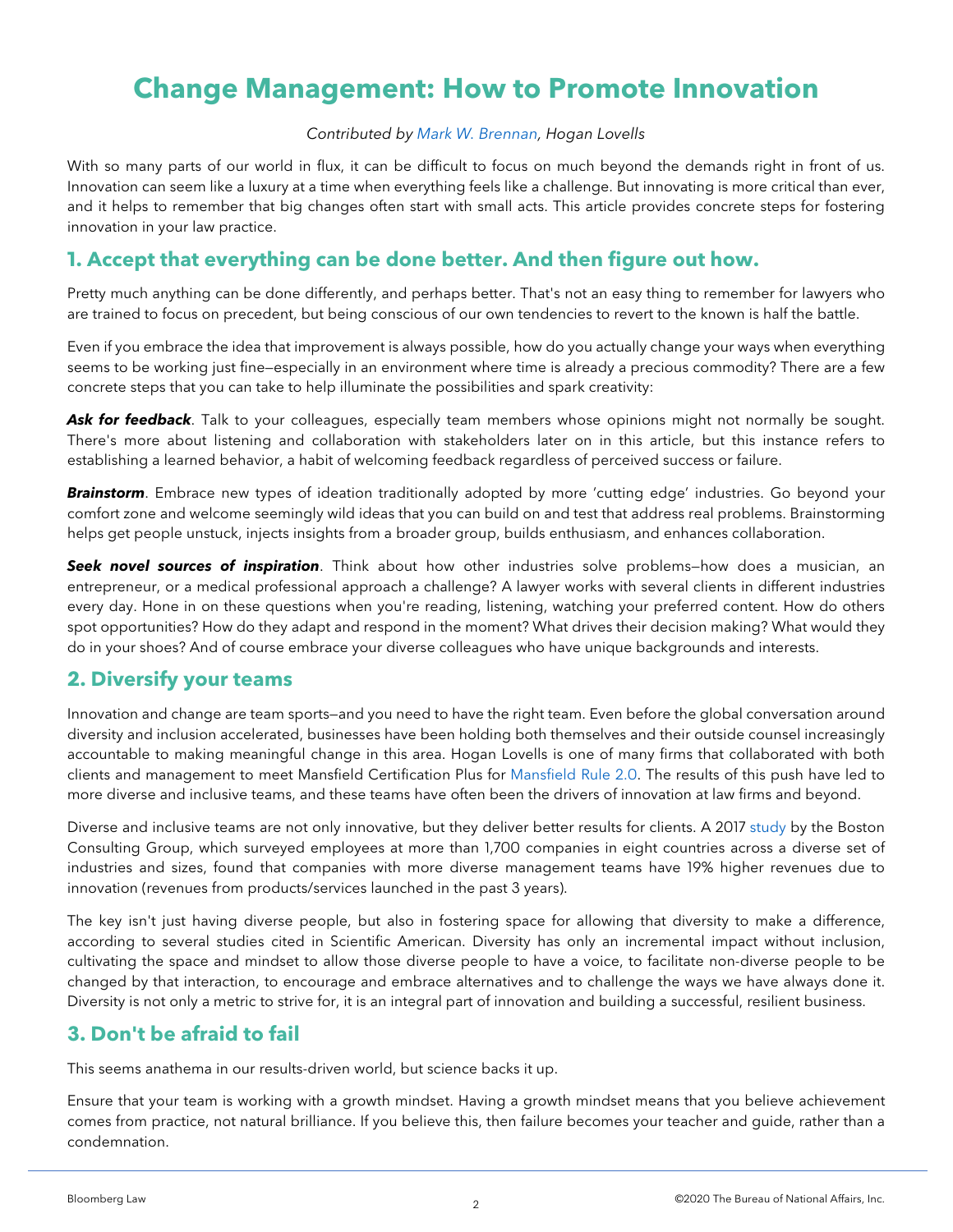# Change Management: How to Promote Innovation

*Contributed by Mark W. Brennan, Hogan Lovells*

With so many parts of our world in flux, it can be difficult to focus on much beyond the demands right in front of us. Innovation can seem like a luxury at a time when everything feels like a challenge. But innovating is more critical than ever, and it helps to remember that big changes often start with small acts. This article provides concrete steps for fostering innovation in your law practice.

## 1. Accept that everything can be done better. And then figure out how.

Pretty much anything can be done differently, and perhaps better. That's not an easy thing to remember for lawyers who are trained to focus on precedent, but being conscious of our own tendencies to revert to the known is half the battle.

Even if you embrace the idea that improvement is always possible, how do you actually change your ways when everything seems to be working just fine—especially in an environment where time is already a precious commodity? There are a few concrete steps that you can take to help illuminate the possibilities and spark creativity:

***Ask for feedback***. Talk to your colleagues, especially team members whose opinions might not normally be sought. There's more about listening and collaboration with stakeholders later on in this article, but this instance refers to establishing a learned behavior, a habit of welcoming feedback regardless of perceived success or failure.

***Brainstorm***. Embrace new types of ideation traditionally adopted by more 'cutting edge' industries. Go beyond your comfort zone and welcome seemingly wild ideas that you can build on and test that address real problems. Brainstorming helps get people unstuck, injects insights from a broader group, builds enthusiasm, and enhances collaboration.

***Seek novel sources of inspiration***. Think about how other industries solve problems—how does a musician, an entrepreneur, or a medical professional approach a challenge? A lawyer works with several clients in different industries every day. Hone in on these questions when you're reading, listening, watching your preferred content. How do others spot opportunities? How do they adapt and respond in the moment? What drives their decision making? What would they do in your shoes? And of course embrace your diverse colleagues who have unique backgrounds and interests.

## 2. Diversify your teams

Innovation and change are team sports—and you need to have the right team. Even before the global conversation around diversity and inclusion accelerated, businesses have been holding both themselves and their outside counsel increasingly accountable to making meaningful change in this area. Hogan Lovells is one of many firms that collaborated with both clients and management to meet Mansfield Certification Plus for Mansfield Rule 2.0. The results of this push have led to more diverse and inclusive teams, and these teams have often been the drivers of innovation at law firms and beyond.

Diverse and inclusive teams are not only innovative, but they deliver better results for clients. A 2017 study by the Boston Consulting Group, which surveyed employees at more than 1,700 companies in eight countries across a diverse set of industries and sizes, found that companies with more diverse management teams have 19% higher revenues due to innovation (revenues from products/services launched in the past 3 years).

The key isn't just having diverse people, but also in fostering space for allowing that diversity to make a difference, according to several studies cited in Scientific American. Diversity has only an incremental impact without inclusion, cultivating the space and mindset to allow those diverse people to have a voice, to facilitate non-diverse people to be changed by that interaction, to encourage and embrace alternatives and to challenge the ways we have always done it. Diversity is not only a metric to strive for, it is an integral part of innovation and building a successful, resilient business.

## 3. Don't be afraid to fail

This seems anathema in our results-driven world, but science backs it up.

Ensure that your team is working with a growth mindset. Having a growth mindset means that you believe achievement comes from practice, not natural brilliance. If you believe this, then failure becomes your teacher and guide, rather than a condemnation.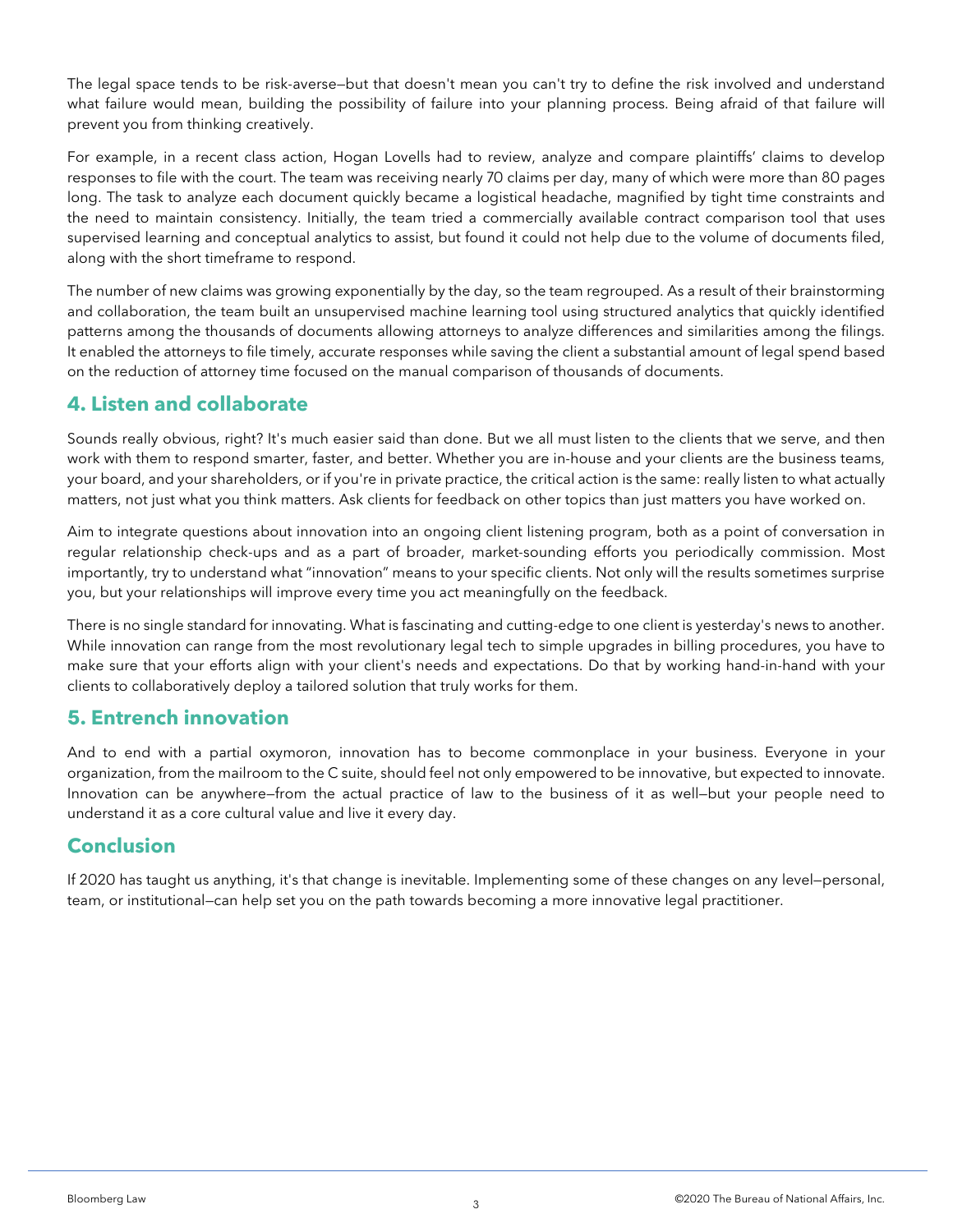The legal space tends to be risk-averse—but that doesn't mean you can't try to define the risk involved and understand what failure would mean, building the possibility of failure into your planning process. Being afraid of that failure will prevent you from thinking creatively.

For example, in a recent class action, Hogan Lovells had to review, analyze and compare plaintiffs' claims to develop responses to file with the court. The team was receiving nearly 70 claims per day, many of which were more than 80 pages long. The task to analyze each document quickly became a logistical headache, magnified by tight time constraints and the need to maintain consistency. Initially, the team tried a commercially available contract comparison tool that uses supervised learning and conceptual analytics to assist, but found it could not help due to the volume of documents filed, along with the short timeframe to respond.

The number of new claims was growing exponentially by the day, so the team regrouped. As a result of their brainstorming and collaboration, the team built an unsupervised machine learning tool using structured analytics that quickly identified patterns among the thousands of documents allowing attorneys to analyze differences and similarities among the filings. It enabled the attorneys to file timely, accurate responses while saving the client a substantial amount of legal spend based on the reduction of attorney time focused on the manual comparison of thousands of documents.

## 4. Listen and collaborate

Sounds really obvious, right? It's much easier said than done. But we all must listen to the clients that we serve, and then work with them to respond smarter, faster, and better. Whether you are in-house and your clients are the business teams, your board, and your shareholders, or if you're in private practice, the critical action is the same: really listen to what actually matters, not just what you think matters. Ask clients for feedback on other topics than just matters you have worked on.

Aim to integrate questions about innovation into an ongoing client listening program, both as a point of conversation in regular relationship check-ups and as a part of broader, market-sounding efforts you periodically commission. Most importantly, try to understand what "innovation" means to your specific clients. Not only will the results sometimes surprise you, but your relationships will improve every time you act meaningfully on the feedback.

There is no single standard for innovating. What is fascinating and cutting-edge to one client is yesterday's news to another. While innovation can range from the most revolutionary legal tech to simple upgrades in billing procedures, you have to make sure that your efforts align with your client's needs and expectations. Do that by working hand-in-hand with your clients to collaboratively deploy a tailored solution that truly works for them.

## 5. Entrench innovation

And to end with a partial oxymoron, innovation has to become commonplace in your business. Everyone in your organization, from the mailroom to the C suite, should feel not only empowered to be innovative, but expected to innovate. Innovation can be anywhere—from the actual practice of law to the business of it as well—but your people need to understand it as a core cultural value and live it every day.

## Conclusion

If 2020 has taught us anything, it's that change is inevitable. Implementing some of these changes on any level—personal, team, or institutional—can help set you on the path towards becoming a more innovative legal practitioner.